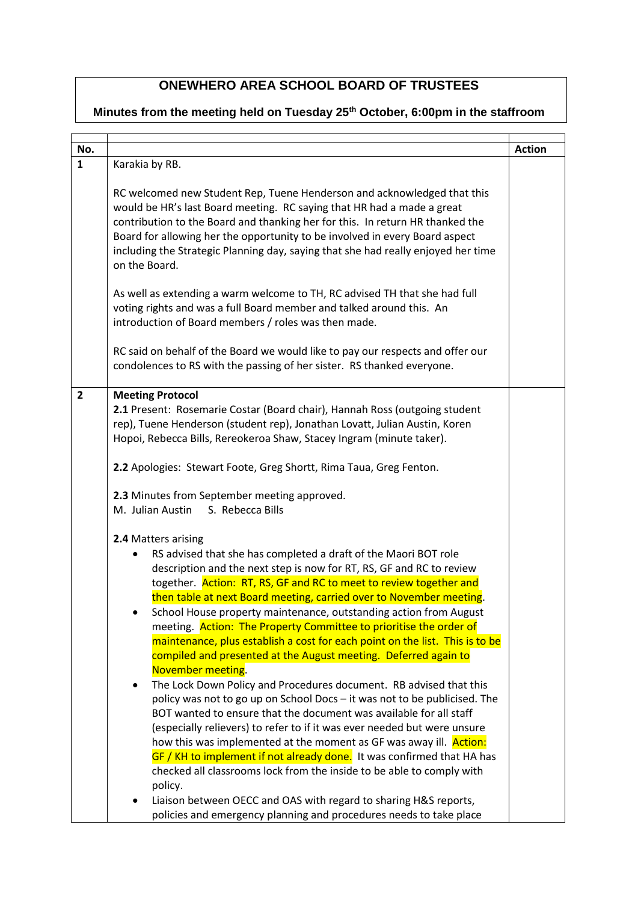# ONEWHERO AREA SCHOOL BOARD OF TRUSTEES

## Minutes from the meeting held on Tuesday 25th October, 6:00pm in the staffroom

| No. | | Action |
|---|---|---|
| 1 | Karakia by RB.<br><br>RC welcomed new Student Rep, Tuene Henderson and acknowledged that this would be HR's last Board meeting. RC saying that HR had a made a great contribution to the Board and thanking her for this. In return HR thanked the Board for allowing her the opportunity to be involved in every Board aspect including the Strategic Planning day, saying that she had really enjoyed her time on the Board.<br><br>As well as extending a warm welcome to TH, RC advised TH that she had full voting rights and was a full Board member and talked around this. An introduction of Board members / roles was then made.<br><br>RC said on behalf of the Board we would like to pay our respects and offer our condolences to RS with the passing of her sister. RS thanked everyone. | |
| 2 | **Meeting Protocol**<br>**2.1** Present: Rosemarie Costar (Board chair), Hannah Ross (outgoing student rep), Tuene Henderson (student rep), Jonathan Lovatt, Julian Austin, Koren Hopoi, Rebecca Bills, Rereokeroa Shaw, Stacey Ingram (minute taker).<br><br>**2.2** Apologies: Stewart Foote, Greg Shortt, Rima Taua, Greg Fenton.<br><br>**2.3** Minutes from September meeting approved.<br>M. Julian Austin S. Rebecca Bills<br><br>**2.4** Matters arising<br>• RS advised that she has completed a draft of the Maori BOT role description and the next step is now for RT, RS, GF and RC to review together. Action: RT, RS, GF and RC to meet to review together and then table at next Board meeting, carried over to November meeting.<br>• School House property maintenance, outstanding action from August meeting. Action: The Property Committee to prioritise the order of maintenance, plus establish a cost for each point on the list. This is to be compiled and presented at the August meeting. Deferred again to November meeting.<br>• The Lock Down Policy and Procedures document. RB advised that this policy was not to go up on School Docs – it was not to be publicised. The BOT wanted to ensure that the document was available for all staff (especially relievers) to refer to if it was ever needed but were unsure how this was implemented at the moment as GF was away ill. Action: GF / KH to implement if not already done. It was confirmed that HA has checked all classrooms lock from the inside to be able to comply with policy.<br>• Liaison between OECC and OAS with regard to sharing H&S reports, policies and emergency planning and procedures needs to take place | |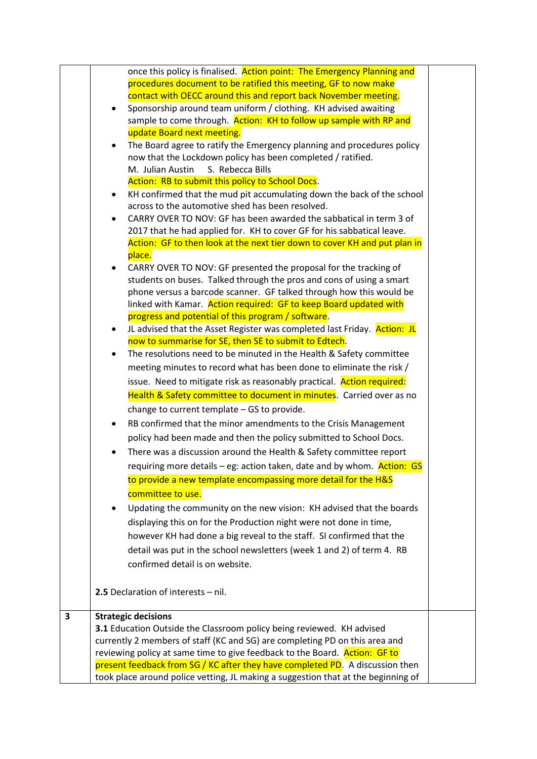| | | |
|---|---|---|
| | once this policy is finalised. Action point: The Emergency Planning and procedures document to be ratified this meeting, GF to now make contact with OECC around this and report back November meeting.<br>• Sponsorship around team uniform / clothing. KH advised awaiting sample to come through. Action: KH to follow up sample with RP and update Board next meeting.<br>• The Board agree to ratify the Emergency planning and procedures policy now that the Lockdown policy has been completed / ratified.<br>M. Julian Austin S. Rebecca Bills<br>Action: RB to submit this policy to School Docs.<br>• KH confirmed that the mud pit accumulating down the back of the school across to the automotive shed has been resolved.<br>• CARRY OVER TO NOV: GF has been awarded the sabbatical in term 3 of 2017 that he had applied for. KH to cover GF for his sabbatical leave. Action: GF to then look at the next tier down to cover KH and put plan in place.<br>• CARRY OVER TO NOV: GF presented the proposal for the tracking of students on buses. Talked through the pros and cons of using a smart phone versus a barcode scanner. GF talked through how this would be linked with Kamar. Action required: GF to keep Board updated with progress and potential of this program / software.<br>• JL advised that the Asset Register was completed last Friday. Action: JL now to summarise for SE, then SE to submit to Edtech.<br>• The resolutions need to be minuted in the Health & Safety committee meeting minutes to record what has been done to eliminate the risk / issue. Need to mitigate risk as reasonably practical. Action required: Health & Safety committee to document in minutes. Carried over as no change to current template – GS to provide.<br>• RB confirmed that the minor amendments to the Crisis Management policy had been made and then the policy submitted to School Docs.<br>• There was a discussion around the Health & Safety committee report requiring more details – eg: action taken, date and by whom. Action: GS to provide a new template encompassing more detail for the H&S committee to use.<br>• Updating the community on the new vision: KH advised that the boards displaying this on for the Production night were not done in time, however KH had done a big reveal to the staff. SI confirmed that the detail was put in the school newsletters (week 1 and 2) of term 4. RB confirmed detail is on website.<br><br>**2.5** Declaration of interests – nil. | |
| **3** | **Strategic decisions**<br>**3.1** Education Outside the Classroom policy being reviewed. KH advised currently 2 members of staff (KC and SG) are completing PD on this area and reviewing policy at same time to give feedback to the Board. Action: GF to present feedback from SG / KC after they have completed PD. A discussion then took place around police vetting, JL making a suggestion that at the beginning of | |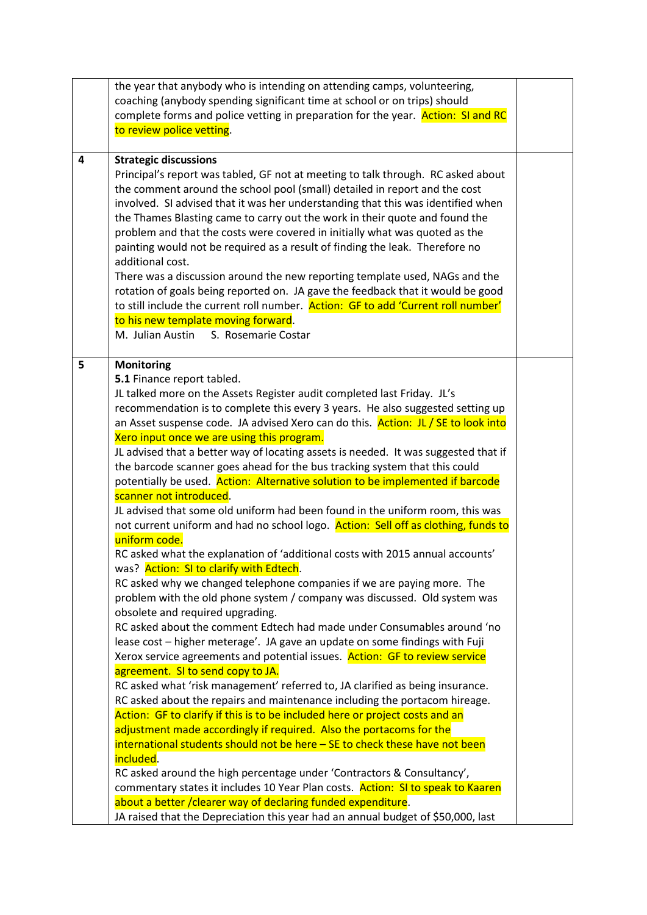| | | |
|---|---|---|
| | the year that anybody who is intending on attending camps, volunteering, coaching (anybody spending significant time at school or on trips) should complete forms and police vetting in preparation for the year. Action: SI and RC to review police vetting. | |
| 4 | **Strategic discussions**<br>Principal's report was tabled, GF not at meeting to talk through. RC asked about the comment around the school pool (small) detailed in report and the cost involved. SI advised that it was her understanding that this was identified when the Thames Blasting came to carry out the work in their quote and found the problem and that the costs were covered in initially what was quoted as the painting would not be required as a result of finding the leak. Therefore no additional cost.<br>There was a discussion around the new reporting template used, NAGs and the rotation of goals being reported on. JA gave the feedback that it would be good to still include the current roll number. Action: GF to add 'Current roll number' to his new template moving forward.<br>M. Julian Austin S. Rosemarie Costar | |
| 5 | **Monitoring**<br>**5.1** Finance report tabled.<br>JL talked more on the Assets Register audit completed last Friday. JL's recommendation is to complete this every 3 years. He also suggested setting up an Asset suspense code. JA advised Xero can do this. Action: JL / SE to look into Xero input once we are using this program.<br>JL advised that a better way of locating assets is needed. It was suggested that if the barcode scanner goes ahead for the bus tracking system that this could potentially be used. Action: Alternative solution to be implemented if barcode scanner not introduced.<br>JL advised that some old uniform had been found in the uniform room, this was not current uniform and had no school logo. Action: Sell off as clothing, funds to uniform code.<br>RC asked what the explanation of 'additional costs with 2015 annual accounts' was? Action: SI to clarify with Edtech.<br>RC asked why we changed telephone companies if we are paying more. The problem with the old phone system / company was discussed. Old system was obsolete and required upgrading.<br>RC asked about the comment Edtech had made under Consumables around 'no lease cost – higher meterage'. JA gave an update on some findings with Fuji Xerox service agreements and potential issues. Action: GF to review service agreement. SI to send copy to JA.<br>RC asked what 'risk management' referred to, JA clarified as being insurance.<br>RC asked about the repairs and maintenance including the portacom hireage. Action: GF to clarify if this is to be included here or project costs and an adjustment made accordingly if required. Also the portacoms for the international students should not be here – SE to check these have not been included.<br>RC asked around the high percentage under 'Contractors & Consultancy', commentary states it includes 10 Year Plan costs. Action: SI to speak to Kaaren about a better /clearer way of declaring funded expenditure.<br>JA raised that the Depreciation this year had an annual budget of $50,000, last | |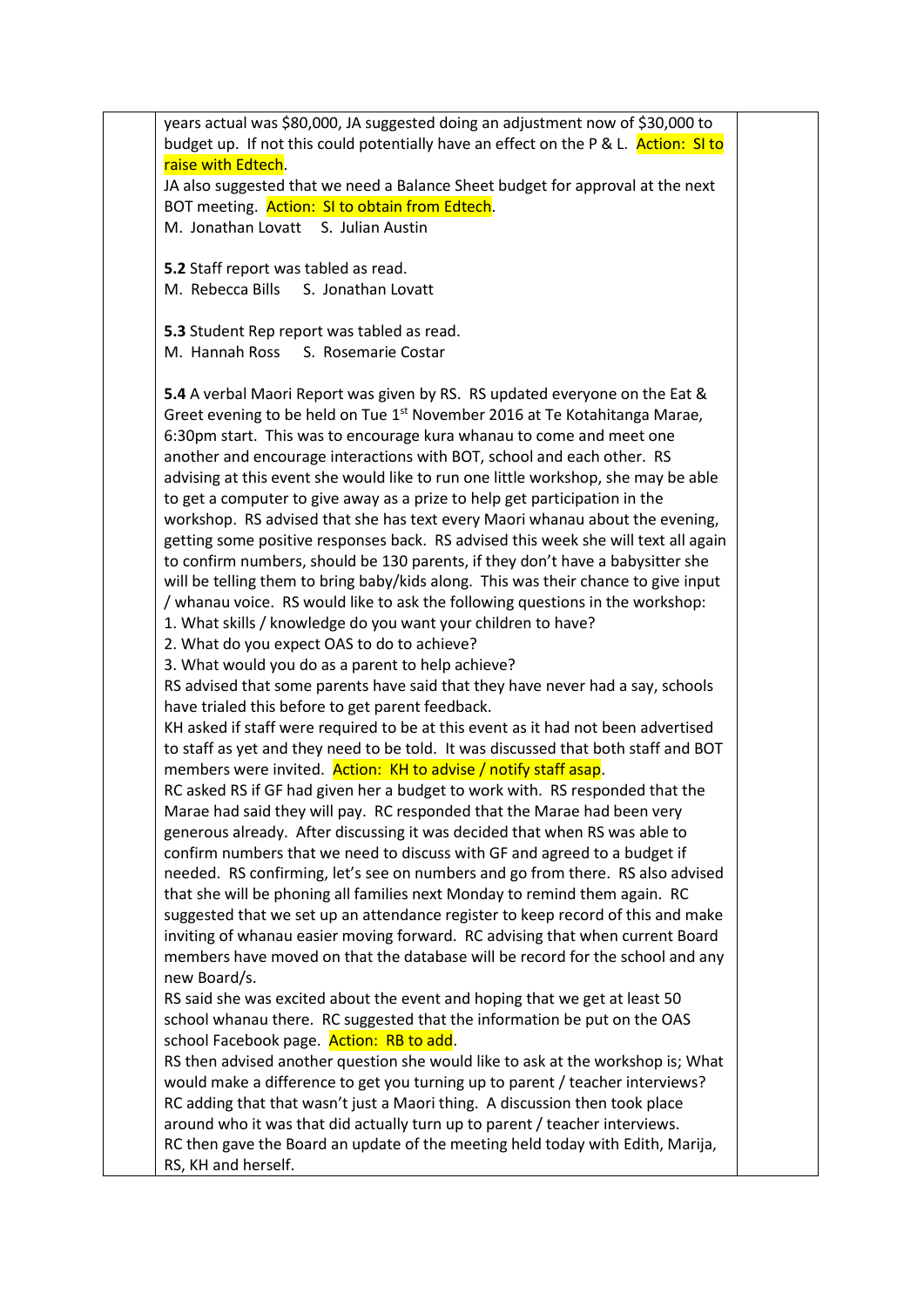years actual was $80,000, JA suggested doing an adjustment now of $30,000 to budget up. If not this could potentially have an effect on the P & L. Action: SI to raise with Edtech.
JA also suggested that we need a Balance Sheet budget for approval at the next BOT meeting. Action: SI to obtain from Edtech.
M. Jonathan Lovatt S. Julian Austin

**5.2** Staff report was tabled as read.
M. Rebecca Bills S. Jonathan Lovatt

**5.3** Student Rep report was tabled as read.
M. Hannah Ross S. Rosemarie Costar

**5.4** A verbal Maori Report was given by RS. RS updated everyone on the Eat & Greet evening to be held on Tue 1st November 2016 at Te Kotahitanga Marae, 6:30pm start. This was to encourage kura whanau to come and meet one another and encourage interactions with BOT, school and each other. RS advising at this event she would like to run one little workshop, she may be able to get a computer to give away as a prize to help get participation in the workshop. RS advised that she has text every Maori whanau about the evening, getting some positive responses back. RS advised this week she will text all again to confirm numbers, should be 130 parents, if they don't have a babysitter she will be telling them to bring baby/kids along. This was their chance to give input / whanau voice. RS would like to ask the following questions in the workshop:

1. What skills / knowledge do you want your children to have?
2. What do you expect OAS to do to achieve?
3. What would you do as a parent to help achieve?

RS advised that some parents have said that they have never had a say, schools have trialed this before to get parent feedback.
KH asked if staff were required to be at this event as it had not been advertised to staff as yet and they need to be told. It was discussed that both staff and BOT members were invited. Action: KH to advise / notify staff asap.
RC asked RS if GF had given her a budget to work with. RS responded that the Marae had said they will pay. RC responded that the Marae had been very generous already. After discussing it was decided that when RS was able to confirm numbers that we need to discuss with GF and agreed to a budget if needed. RS confirming, let's see on numbers and go from there. RS also advised that she will be phoning all families next Monday to remind them again. RC suggested that we set up an attendance register to keep record of this and make inviting of whanau easier moving forward. RC advising that when current Board members have moved on that the database will be record for the school and any new Board/s.
RS said she was excited about the event and hoping that we get at least 50 school whanau there. RC suggested that the information be put on the OAS school Facebook page. Action: RB to add.
RS then advised another question she would like to ask at the workshop is; What would make a difference to get you turning up to parent / teacher interviews? RC adding that that wasn't just a Maori thing. A discussion then took place around who it was that did actually turn up to parent / teacher interviews.
RC then gave the Board an update of the meeting held today with Edith, Marija, RS, KH and herself.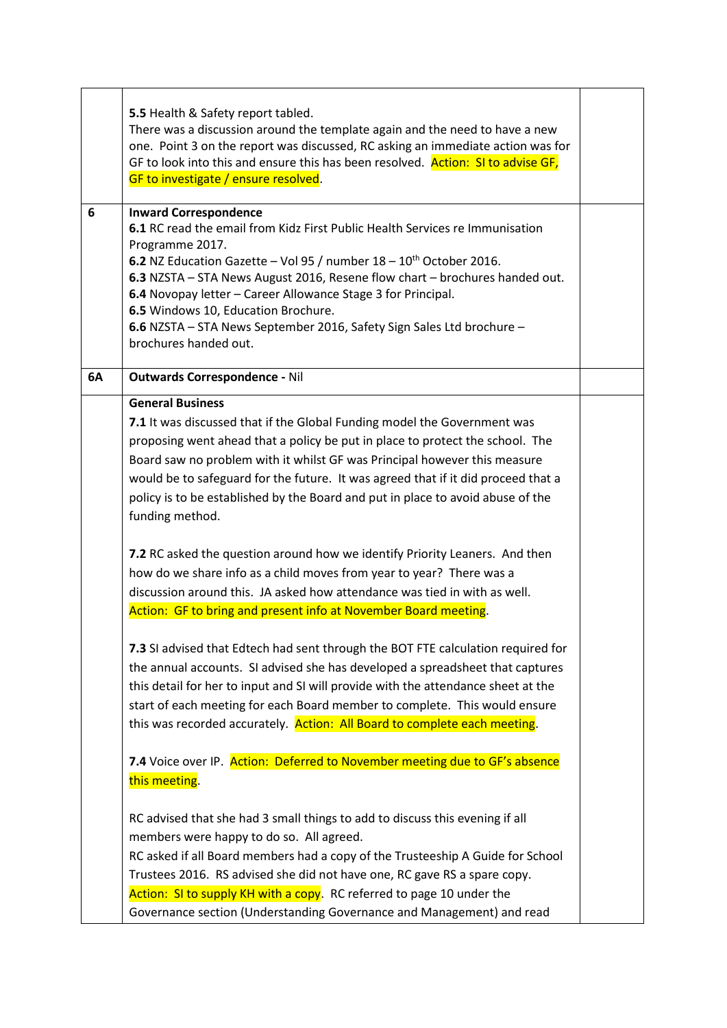| | | |
|---|---|---|
| | **5.5** Health & Safety report tabled.<br>There was a discussion around the template again and the need to have a new one. Point 3 on the report was discussed, RC asking an immediate action was for GF to look into this and ensure this has been resolved. Action: SI to advise GF, GF to investigate / ensure resolved. | |
| 6 | **Inward Correspondence**<br>**6.1** RC read the email from Kidz First Public Health Services re Immunisation Programme 2017.<br>**6.2** NZ Education Gazette – Vol 95 / number 18 – 10th October 2016.<br>**6.3** NZSTA – STA News August 2016, Resene flow chart – brochures handed out.<br>**6.4** Novopay letter – Career Allowance Stage 3 for Principal.<br>**6.5** Windows 10, Education Brochure.<br>**6.6** NZSTA – STA News September 2016, Safety Sign Sales Ltd brochure – brochures handed out. | |
| 6A | **Outwards Correspondence -** Nil | |
| | **General Business**<br>**7.1** It was discussed that if the Global Funding model the Government was proposing went ahead that a policy be put in place to protect the school. The Board saw no problem with it whilst GF was Principal however this measure would be to safeguard for the future. It was agreed that if it did proceed that a policy is to be established by the Board and put in place to avoid abuse of the funding method.<br><br>**7.2** RC asked the question around how we identify Priority Leaners. And then how do we share info as a child moves from year to year? There was a discussion around this. JA asked how attendance was tied in with as well. Action: GF to bring and present info at November Board meeting.<br><br>**7.3** SI advised that Edtech had sent through the BOT FTE calculation required for the annual accounts. SI advised she has developed a spreadsheet that captures this detail for her to input and SI will provide with the attendance sheet at the start of each meeting for each Board member to complete. This would ensure this was recorded accurately. Action: All Board to complete each meeting.<br><br>**7.4** Voice over IP. Action: Deferred to November meeting due to GF's absence this meeting.<br><br>RC advised that she had 3 small things to add to discuss this evening if all members were happy to do so. All agreed.<br>RC asked if all Board members had a copy of the Trusteeship A Guide for School Trustees 2016. RS advised she did not have one, RC gave RS a spare copy. Action: SI to supply KH with a copy. RC referred to page 10 under the Governance section (Understanding Governance and Management) and read | |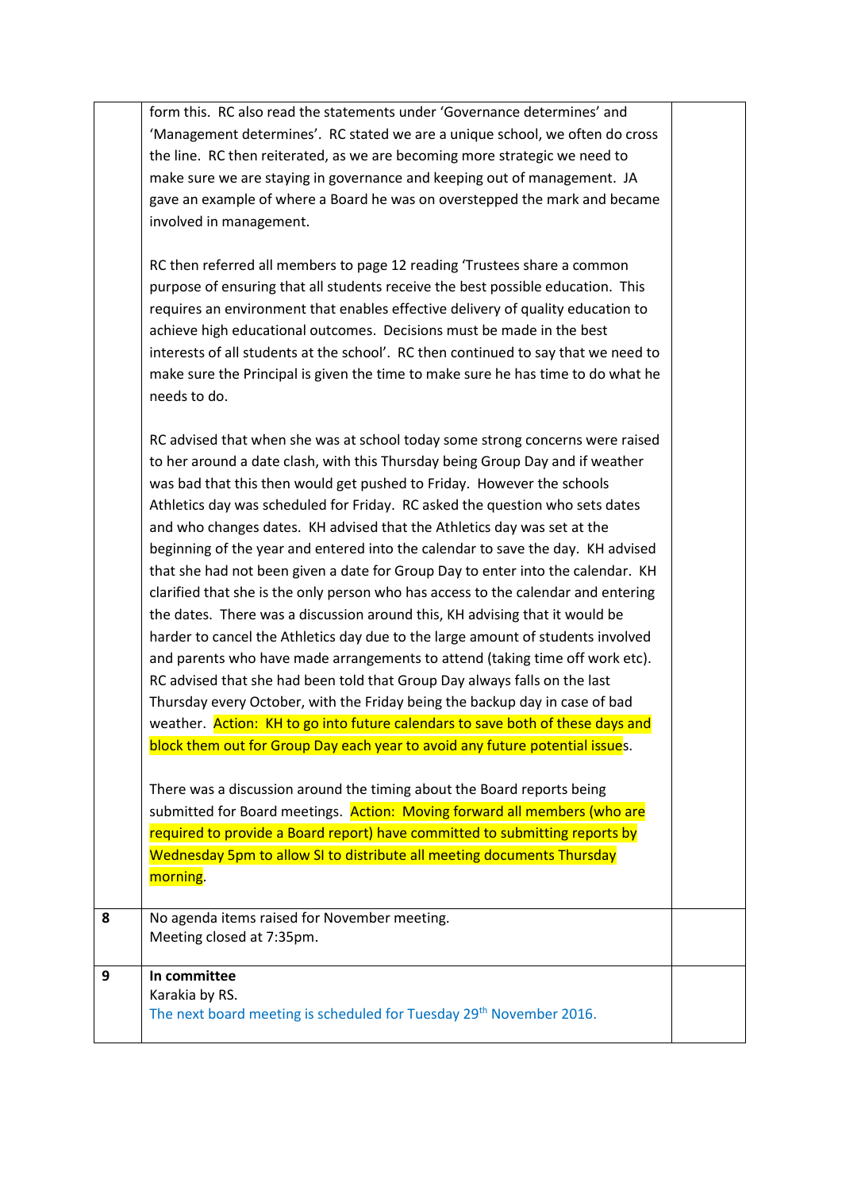| | | |
|---|---|---|
| | form this. RC also read the statements under 'Governance determines' and 'Management determines'. RC stated we are a unique school, we often do cross the line. RC then reiterated, as we are becoming more strategic we need to make sure we are staying in governance and keeping out of management. JA gave an example of where a Board he was on overstepped the mark and became involved in management.<br><br>RC then referred all members to page 12 reading 'Trustees share a common purpose of ensuring that all students receive the best possible education. This requires an environment that enables effective delivery of quality education to achieve high educational outcomes. Decisions must be made in the best interests of all students at the school'. RC then continued to say that we need to make sure the Principal is given the time to make sure he has time to do what he needs to do.<br><br>RC advised that when she was at school today some strong concerns were raised to her around a date clash, with this Thursday being Group Day and if weather was bad that this then would get pushed to Friday. However the schools Athletics day was scheduled for Friday. RC asked the question who sets dates and who changes dates. KH advised that the Athletics day was set at the beginning of the year and entered into the calendar to save the day. KH advised that she had not been given a date for Group Day to enter into the calendar. KH clarified that she is the only person who has access to the calendar and entering the dates. There was a discussion around this, KH advising that it would be harder to cancel the Athletics day due to the large amount of students involved and parents who have made arrangements to attend (taking time off work etc). RC advised that she had been told that Group Day always falls on the last Thursday every October, with the Friday being the backup day in case of bad weather. Action: KH to go into future calendars to save both of these days and block them out for Group Day each year to avoid any future potential issues.<br><br>There was a discussion around the timing about the Board reports being submitted for Board meetings. Action: Moving forward all members (who are required to provide a Board report) have committed to submitting reports by Wednesday 5pm to allow SI to distribute all meeting documents Thursday morning. | |
| 8 | No agenda items raised for November meeting.<br>Meeting closed at 7:35pm. | |
| 9 | **In committee**<br>Karakia by RS.<br>The next board meeting is scheduled for Tuesday 29th November 2016. | |